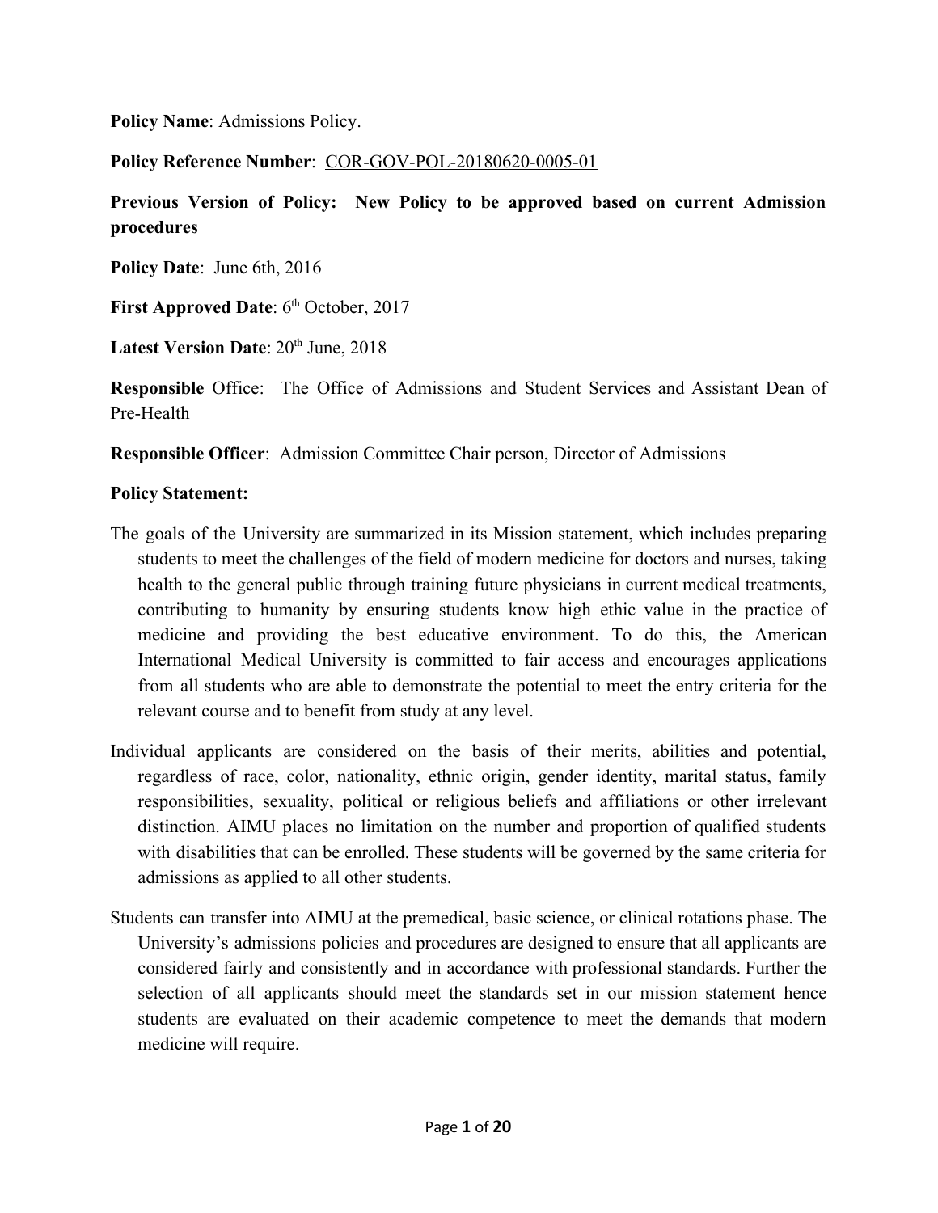**Policy Name**: Admissions Policy.

**Policy Reference Number**: COR-GOV-POL-20180620-0005-01

**Previous Version of Policy: New Policy to be approved based on current Admission procedures**

**Policy Date**: June 6th, 2016

**First Approved Date**: 6th October, 2017

**Latest Version Date**: 20th June, 2018

**Responsible** Office: The Office of Admissions and Student Services and Assistant Dean of Pre-Health

**Responsible Officer**: Admission Committee Chair person, Director of Admissions

**Policy Statement:**

The goals of the University are summarized in its Mission statement, which includes preparing students to meet the challenges of the field of modern medicine for doctors and nurses, taking health to the general public through training future physicians in current medical treatments, contributing to humanity by ensuring students know high ethic value in the practice of medicine and providing the best educative environment. To do this, the American International Medical University is committed to fair access and encourages applications from all students who are able to demonstrate the potential to meet the entry criteria for the relevant course and to benefit from study at any level.

Individual applicants are considered on the basis of their merits, abilities and potential, regardless of race, color, nationality, ethnic origin, gender identity, marital status, family responsibilities, sexuality, political or religious beliefs and affiliations or other irrelevant distinction. AIMU places no limitation on the number and proportion of qualified students with disabilities that can be enrolled. These students will be governed by the same criteria for admissions as applied to all other students.

Students can transfer into AIMU at the premedical, basic science, or clinical rotations phase. The University's admissions policies and procedures are designed to ensure that all applicants are considered fairly and consistently and in accordance with professional standards. Further the selection of all applicants should meet the standards set in our mission statement hence students are evaluated on their academic competence to meet the demands that modern medicine will require.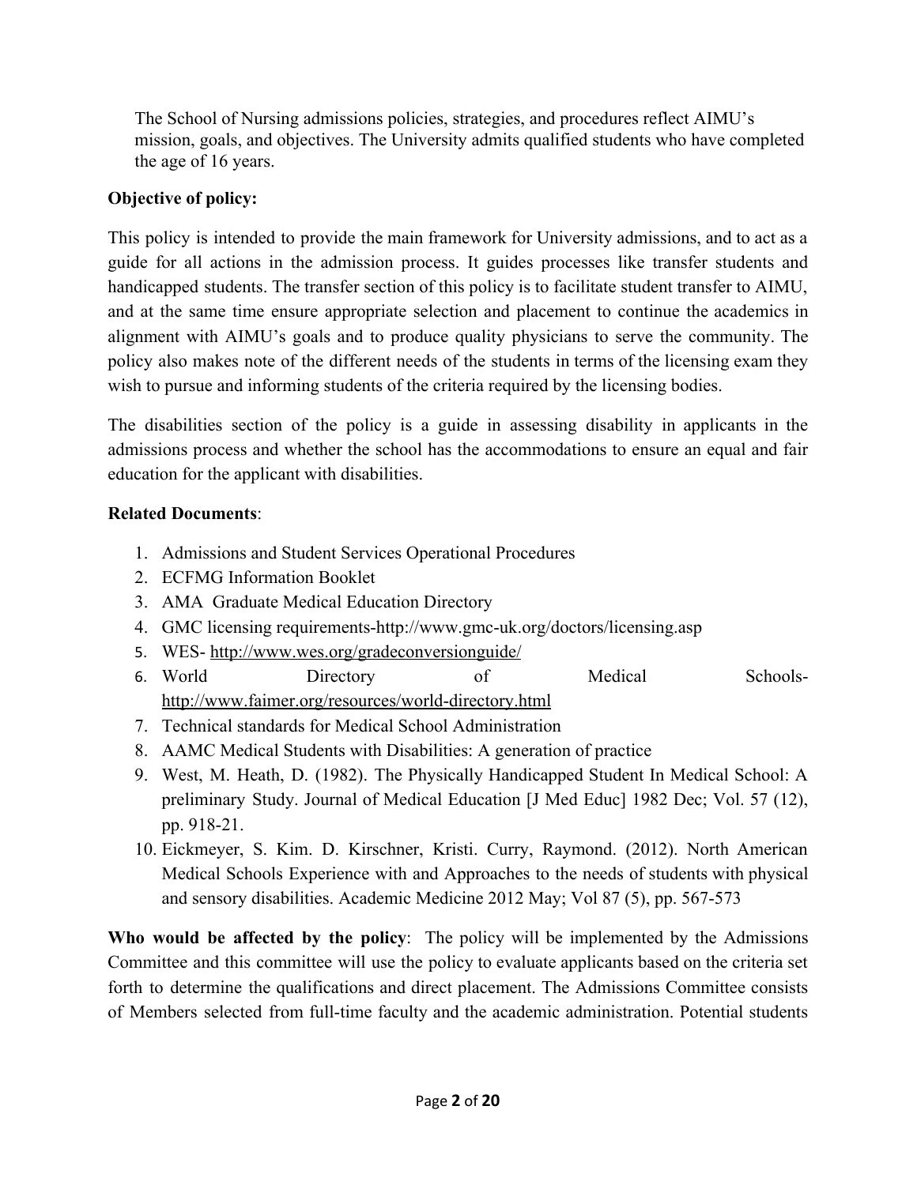The School of Nursing admissions policies, strategies, and procedures reflect AIMU's mission, goals, and objectives. The University admits qualified students who have completed the age of 16 years.

**Objective of policy:**

This policy is intended to provide the main framework for University admissions, and to act as a guide for all actions in the admission process. It guides processes like transfer students and handicapped students. The transfer section of this policy is to facilitate student transfer to AIMU, and at the same time ensure appropriate selection and placement to continue the academics in alignment with AIMU's goals and to produce quality physicians to serve the community. The policy also makes note of the different needs of the students in terms of the licensing exam they wish to pursue and informing students of the criteria required by the licensing bodies.

The disabilities section of the policy is a guide in assessing disability in applicants in the admissions process and whether the school has the accommodations to ensure an equal and fair education for the applicant with disabilities.

**Related Documents**:

1. Admissions and Student Services Operational Procedures
2. ECFMG Information Booklet
3. AMA Graduate Medical Education Directory
4. GMC licensing requirements-http://www.gmc-uk.org/doctors/licensing.asp
5. WES- http://www.wes.org/gradeconversionguide/
6. World Directory of Medical Schools- http://www.faimer.org/resources/world-directory.html
7. Technical standards for Medical School Administration
8. AAMC Medical Students with Disabilities: A generation of practice
9. West, M. Heath, D. (1982). The Physically Handicapped Student In Medical School: A preliminary Study. Journal of Medical Education [J Med Educ] 1982 Dec; Vol. 57 (12), pp. 918-21.
10. Eickmeyer, S. Kim. D. Kirschner, Kristi. Curry, Raymond. (2012). North American Medical Schools Experience with and Approaches to the needs of students with physical and sensory disabilities. Academic Medicine 2012 May; Vol 87 (5), pp. 567-573

**Who would be affected by the policy**: The policy will be implemented by the Admissions Committee and this committee will use the policy to evaluate applicants based on the criteria set forth to determine the qualifications and direct placement. The Admissions Committee consists of Members selected from full-time faculty and the academic administration. Potential students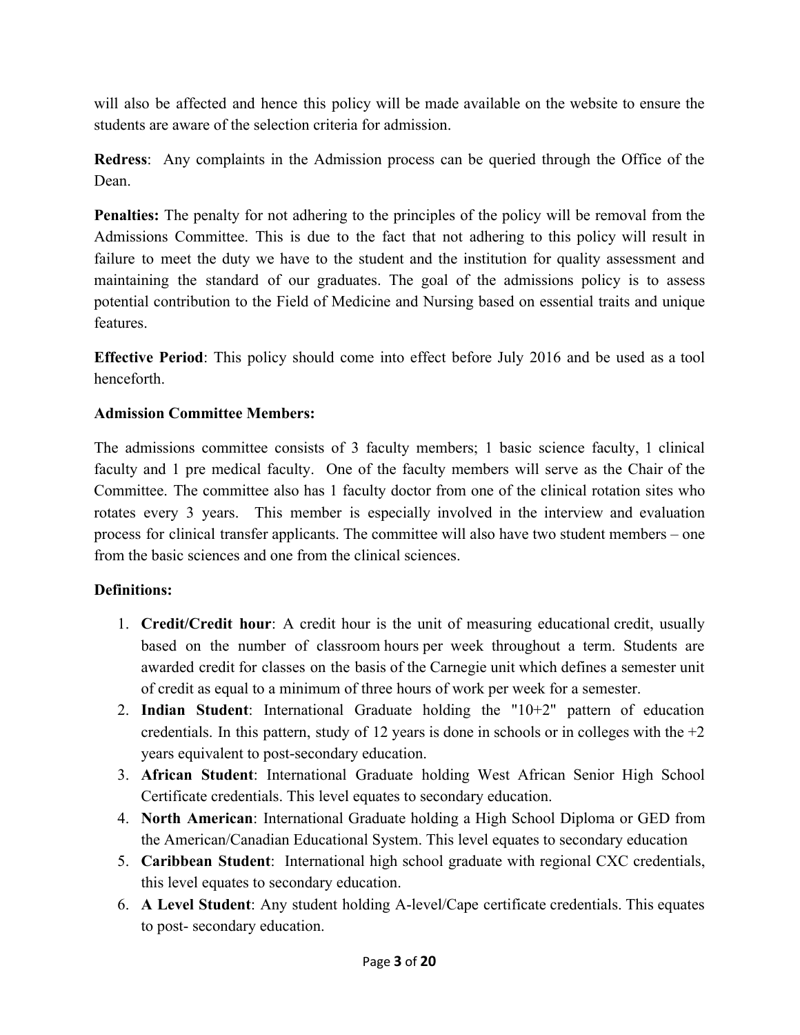will also be affected and hence this policy will be made available on the website to ensure the students are aware of the selection criteria for admission.

**Redress**: Any complaints in the Admission process can be queried through the Office of the Dean.

**Penalties:** The penalty for not adhering to the principles of the policy will be removal from the Admissions Committee. This is due to the fact that not adhering to this policy will result in failure to meet the duty we have to the student and the institution for quality assessment and maintaining the standard of our graduates. The goal of the admissions policy is to assess potential contribution to the Field of Medicine and Nursing based on essential traits and unique features.

**Effective Period**: This policy should come into effect before July 2016 and be used as a tool henceforth.

**Admission Committee Members:**

The admissions committee consists of 3 faculty members; 1 basic science faculty, 1 clinical faculty and 1 pre medical faculty. One of the faculty members will serve as the Chair of the Committee. The committee also has 1 faculty doctor from one of the clinical rotation sites who rotates every 3 years. This member is especially involved in the interview and evaluation process for clinical transfer applicants. The committee will also have two student members – one from the basic sciences and one from the clinical sciences.

**Definitions:**

1. **Credit/Credit hour**: A credit hour is the unit of measuring educational credit, usually based on the number of classroom hours per week throughout a term. Students are awarded credit for classes on the basis of the Carnegie unit which defines a semester unit of credit as equal to a minimum of three hours of work per week for a semester.
2. **Indian Student**: International Graduate holding the "10+2" pattern of education credentials. In this pattern, study of 12 years is done in schools or in colleges with the +2 years equivalent to post-secondary education.
3. **African Student**: International Graduate holding West African Senior High School Certificate credentials. This level equates to secondary education.
4. **North American**: International Graduate holding a High School Diploma or GED from the American/Canadian Educational System. This level equates to secondary education
5. **Caribbean Student**: International high school graduate with regional CXC credentials, this level equates to secondary education.
6. **A Level Student**: Any student holding A-level/Cape certificate credentials. This equates to post- secondary education.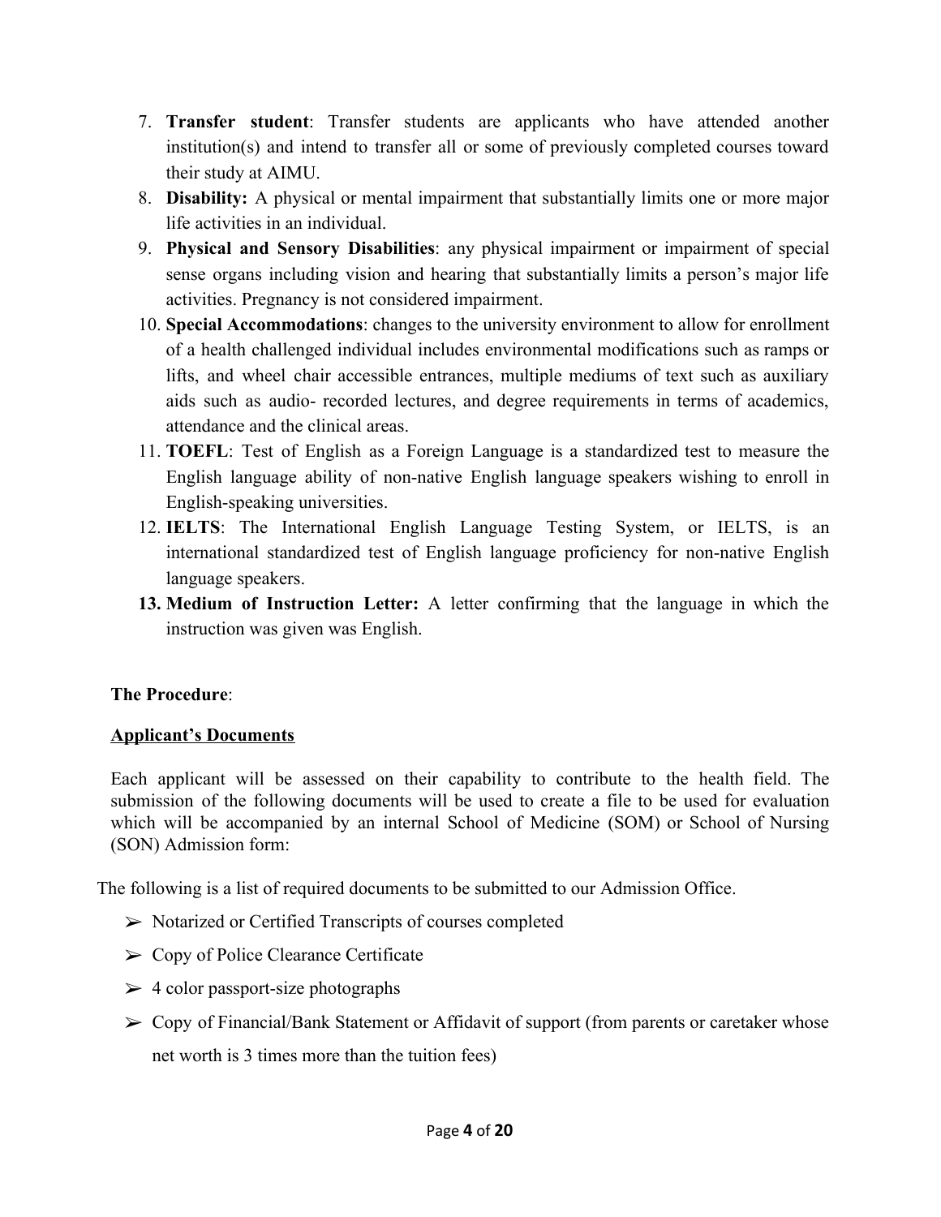7. **Transfer student**: Transfer students are applicants who have attended another institution(s) and intend to transfer all or some of previously completed courses toward their study at AIMU.
8. **Disability:** A physical or mental impairment that substantially limits one or more major life activities in an individual.
9. **Physical and Sensory Disabilities**: any physical impairment or impairment of special sense organs including vision and hearing that substantially limits a person's major life activities. Pregnancy is not considered impairment.
10. **Special Accommodations**: changes to the university environment to allow for enrollment of a health challenged individual includes environmental modifications such as ramps or lifts, and wheel chair accessible entrances, multiple mediums of text such as auxiliary aids such as audio- recorded lectures, and degree requirements in terms of academics, attendance and the clinical areas.
11. **TOEFL**: Test of English as a Foreign Language is a standardized test to measure the English language ability of non-native English language speakers wishing to enroll in English-speaking universities.
12. **IELTS**: The International English Language Testing System, or IELTS, is an international standardized test of English language proficiency for non-native English language speakers.
13. **Medium of Instruction Letter:** A letter confirming that the language in which the instruction was given was English.

**The Procedure**:

**Applicant's Documents**

Each applicant will be assessed on their capability to contribute to the health field. The submission of the following documents will be used to create a file to be used for evaluation which will be accompanied by an internal School of Medicine (SOM) or School of Nursing (SON) Admission form:

The following is a list of required documents to be submitted to our Admission Office.

- Notarized or Certified Transcripts of courses completed
- Copy of Police Clearance Certificate
- 4 color passport-size photographs
- Copy of Financial/Bank Statement or Affidavit of support (from parents or caretaker whose net worth is 3 times more than the tuition fees)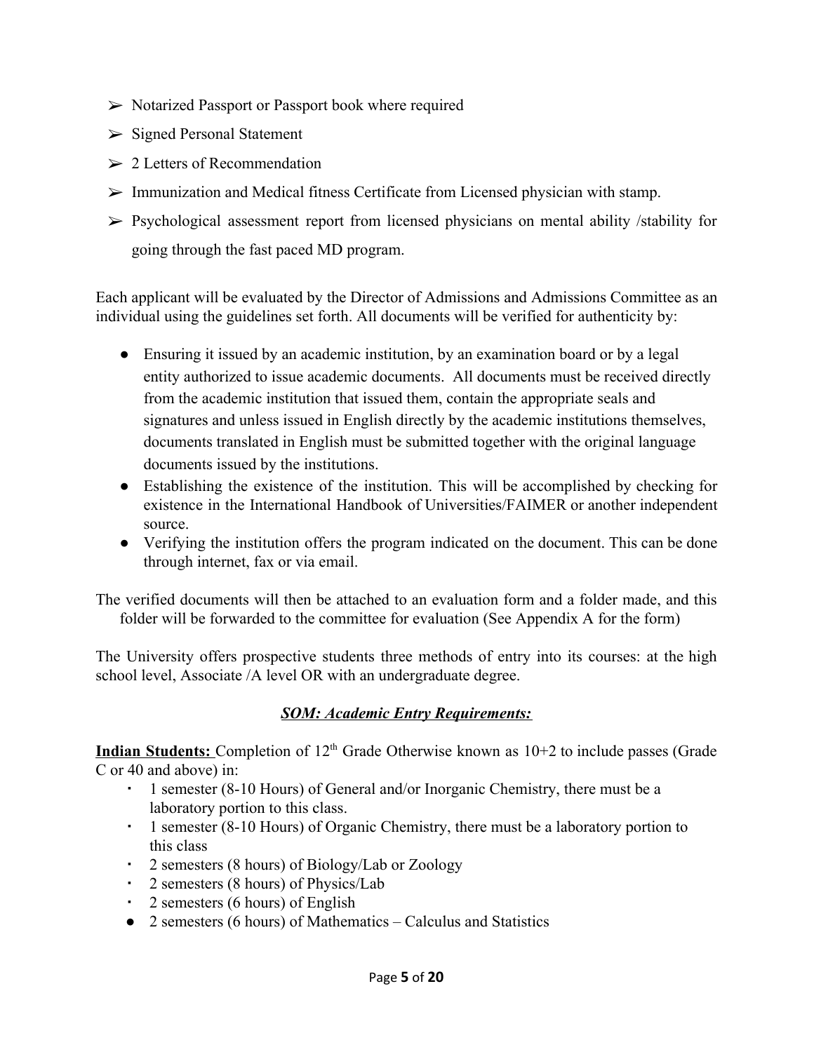- ➢ Notarized Passport or Passport book where required
- ➢ Signed Personal Statement
- ➢ 2 Letters of Recommendation
- ➢ Immunization and Medical fitness Certificate from Licensed physician with stamp.
- ➢ Psychological assessment report from licensed physicians on mental ability /stability for going through the fast paced MD program.

Each applicant will be evaluated by the Director of Admissions and Admissions Committee as an individual using the guidelines set forth. All documents will be verified for authenticity by:

- Ensuring it issued by an academic institution, by an examination board or by a legal entity authorized to issue academic documents. All documents must be received directly from the academic institution that issued them, contain the appropriate seals and signatures and unless issued in English directly by the academic institutions themselves, documents translated in English must be submitted together with the original language documents issued by the institutions.
- Establishing the existence of the institution. This will be accomplished by checking for existence in the International Handbook of Universities/FAIMER or another independent source.
- Verifying the institution offers the program indicated on the document. This can be done through internet, fax or via email.

The verified documents will then be attached to an evaluation form and a folder made, and this folder will be forwarded to the committee for evaluation (See Appendix A for the form)

The University offers prospective students three methods of entry into its courses: at the high school level, Associate /A level OR with an undergraduate degree.

### *SOM: Academic Entry Requirements:*

**Indian Students:** Completion of 12th Grade Otherwise known as 10+2 to include passes (Grade C or 40 and above) in:

- 1 semester (8-10 Hours) of General and/or Inorganic Chemistry, there must be a laboratory portion to this class.
- 1 semester (8-10 Hours) of Organic Chemistry, there must be a laboratory portion to this class
- 2 semesters (8 hours) of Biology/Lab or Zoology
- 2 semesters (8 hours) of Physics/Lab
- 2 semesters (6 hours) of English
- 2 semesters (6 hours) of Mathematics – Calculus and Statistics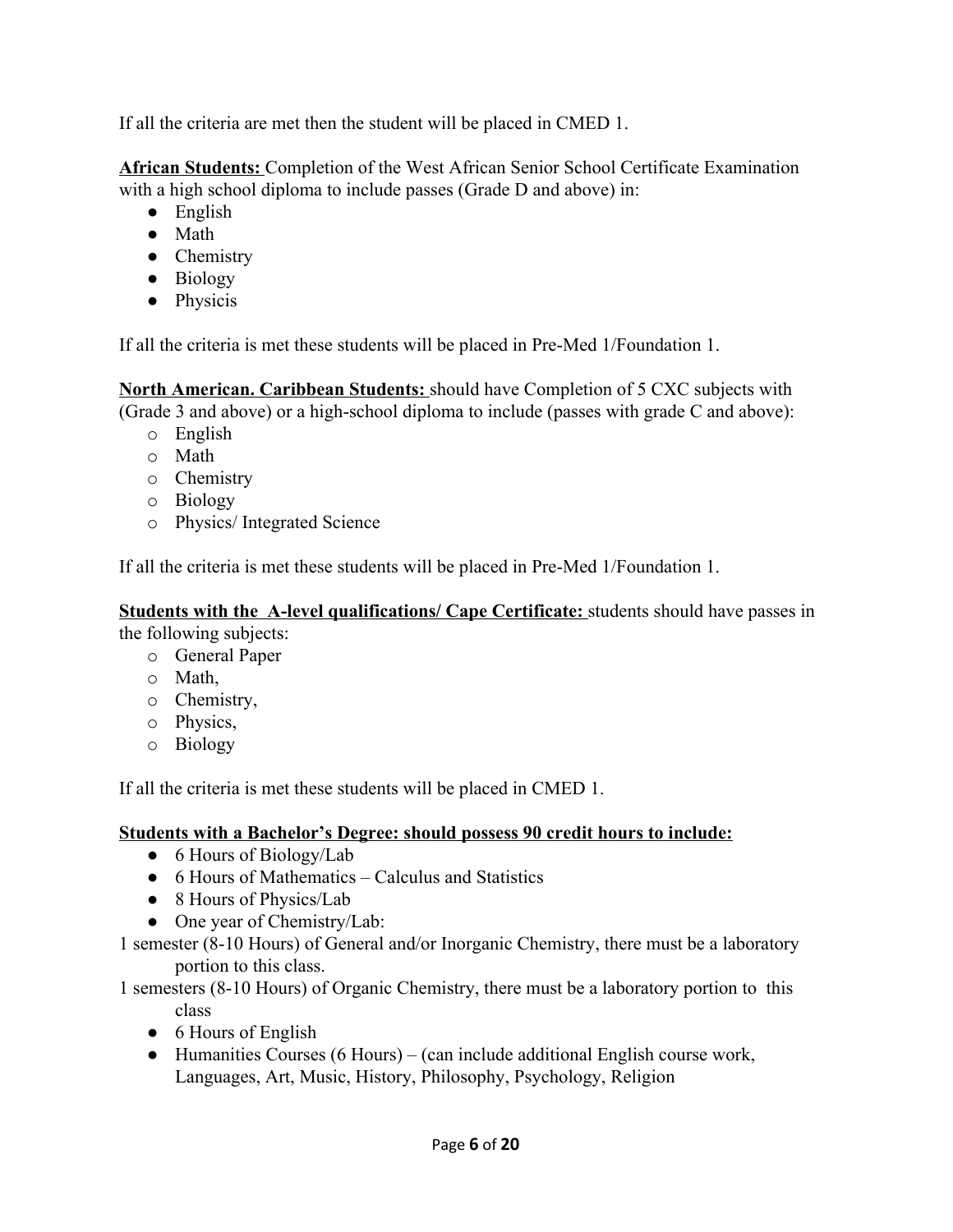If all the criteria are met then the student will be placed in CMED 1.

**African Students:** Completion of the West African Senior School Certificate Examination with a high school diploma to include passes (Grade D and above) in:

- English
- Math
- Chemistry
- Biology
- Physicis

If all the criteria is met these students will be placed in Pre-Med 1/Foundation 1.

**North American. Caribbean Students:** should have Completion of 5 CXC subjects with (Grade 3 and above) or a high-school diploma to include (passes with grade C and above):

- English
- Math
- Chemistry
- Biology
- Physics/ Integrated Science

If all the criteria is met these students will be placed in Pre-Med 1/Foundation 1.

**Students with the A-level qualifications/ Cape Certificate:** students should have passes in the following subjects:

- General Paper
- Math,
- Chemistry,
- Physics,
- Biology

If all the criteria is met these students will be placed in CMED 1.

**Students with a Bachelor's Degree: should possess 90 credit hours to include:**

- 6 Hours of Biology/Lab
- 6 Hours of Mathematics – Calculus and Statistics
- 8 Hours of Physics/Lab
- One year of Chemistry/Lab:

1 semester (8-10 Hours) of General and/or Inorganic Chemistry, there must be a laboratory portion to this class.

1 semesters (8-10 Hours) of Organic Chemistry, there must be a laboratory portion to this class

- 6 Hours of English
- Humanities Courses (6 Hours) – (can include additional English course work, Languages, Art, Music, History, Philosophy, Psychology, Religion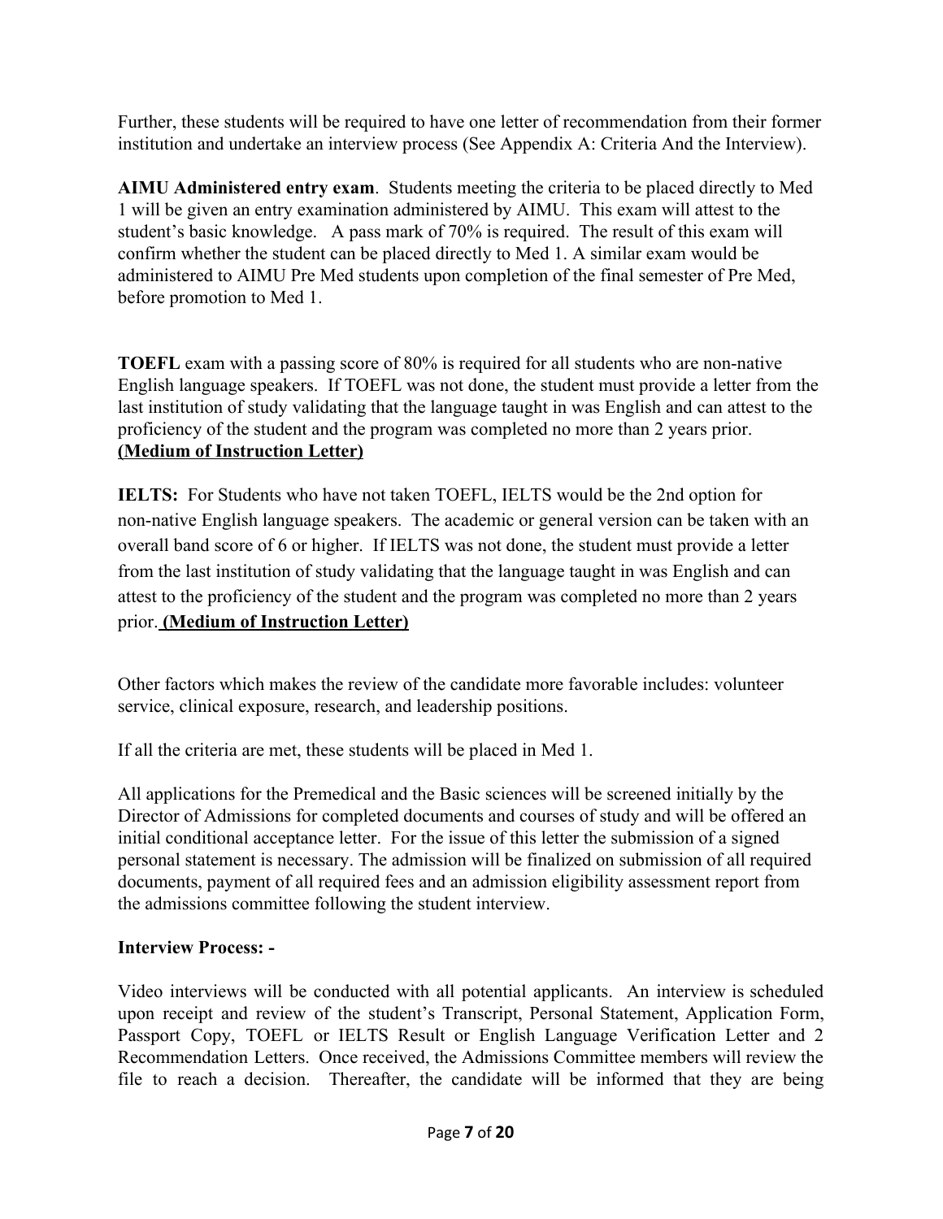Further, these students will be required to have one letter of recommendation from their former institution and undertake an interview process (See Appendix A: Criteria And the Interview).

**AIMU Administered entry exam**. Students meeting the criteria to be placed directly to Med 1 will be given an entry examination administered by AIMU. This exam will attest to the student's basic knowledge. A pass mark of 70% is required. The result of this exam will confirm whether the student can be placed directly to Med 1. A similar exam would be administered to AIMU Pre Med students upon completion of the final semester of Pre Med, before promotion to Med 1.

**TOEFL** exam with a passing score of 80% is required for all students who are non-native English language speakers. If TOEFL was not done, the student must provide a letter from the last institution of study validating that the language taught in was English and can attest to the proficiency of the student and the program was completed no more than 2 years prior. **(Medium of Instruction Letter)**

**IELTS:** For Students who have not taken TOEFL, IELTS would be the 2nd option for non-native English language speakers. The academic or general version can be taken with an overall band score of 6 or higher. If IELTS was not done, the student must provide a letter from the last institution of study validating that the language taught in was English and can attest to the proficiency of the student and the program was completed no more than 2 years prior. **(Medium of Instruction Letter)**

Other factors which makes the review of the candidate more favorable includes: volunteer service, clinical exposure, research, and leadership positions.

If all the criteria are met, these students will be placed in Med 1.

All applications for the Premedical and the Basic sciences will be screened initially by the Director of Admissions for completed documents and courses of study and will be offered an initial conditional acceptance letter. For the issue of this letter the submission of a signed personal statement is necessary. The admission will be finalized on submission of all required documents, payment of all required fees and an admission eligibility assessment report from the admissions committee following the student interview.

**Interview Process: -**

Video interviews will be conducted with all potential applicants. An interview is scheduled upon receipt and review of the student's Transcript, Personal Statement, Application Form, Passport Copy, TOEFL or IELTS Result or English Language Verification Letter and 2 Recommendation Letters. Once received, the Admissions Committee members will review the file to reach a decision. Thereafter, the candidate will be informed that they are being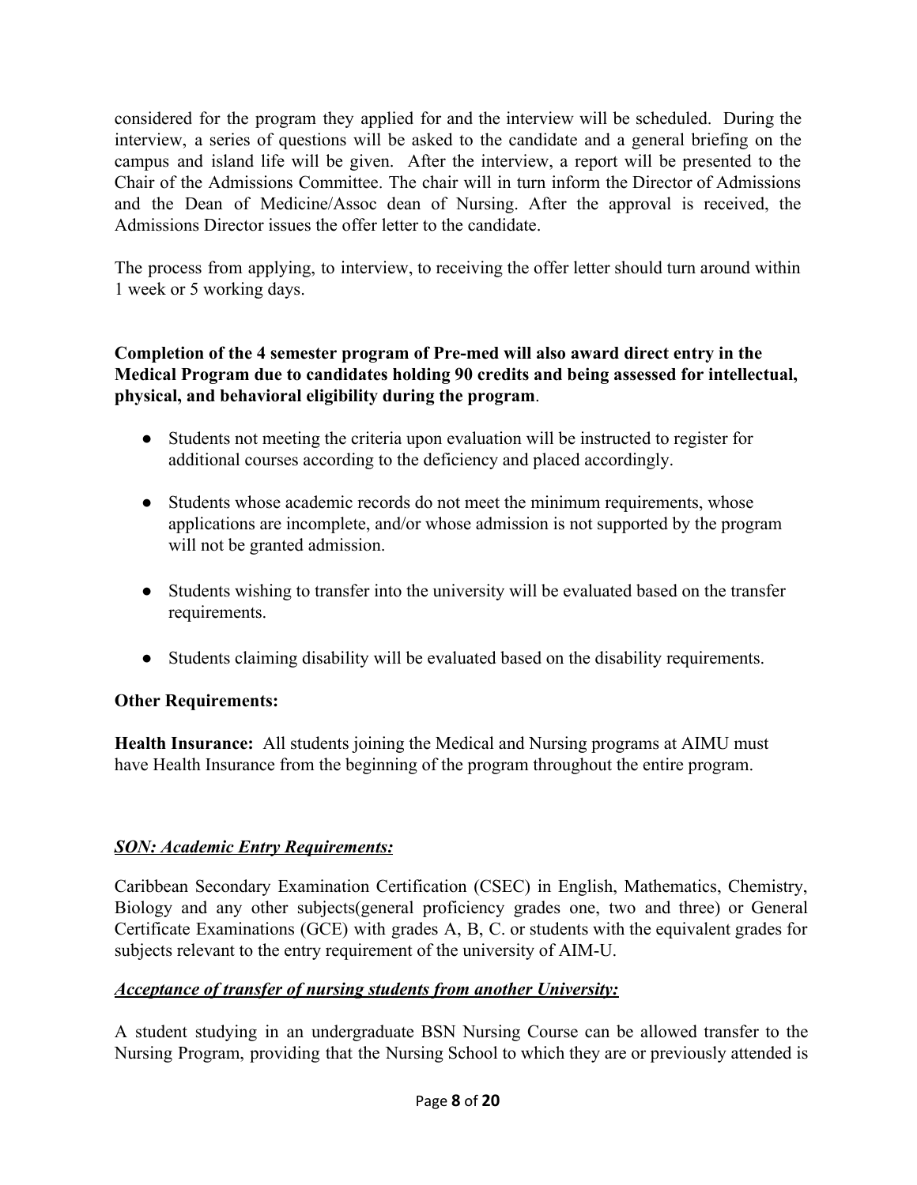considered for the program they applied for and the interview will be scheduled. During the interview, a series of questions will be asked to the candidate and a general briefing on the campus and island life will be given. After the interview, a report will be presented to the Chair of the Admissions Committee. The chair will in turn inform the Director of Admissions and the Dean of Medicine/Assoc dean of Nursing. After the approval is received, the Admissions Director issues the offer letter to the candidate.

The process from applying, to interview, to receiving the offer letter should turn around within 1 week or 5 working days.

**Completion of the 4 semester program of Pre-med will also award direct entry in the Medical Program due to candidates holding 90 credits and being assessed for intellectual, physical, and behavioral eligibility during the program**.

- Students not meeting the criteria upon evaluation will be instructed to register for additional courses according to the deficiency and placed accordingly.
- Students whose academic records do not meet the minimum requirements, whose applications are incomplete, and/or whose admission is not supported by the program will not be granted admission.
- Students wishing to transfer into the university will be evaluated based on the transfer requirements.
- Students claiming disability will be evaluated based on the disability requirements.

**Other Requirements:**

**Health Insurance:** All students joining the Medical and Nursing programs at AIMU must have Health Insurance from the beginning of the program throughout the entire program.

***SON: Academic Entry Requirements:***

Caribbean Secondary Examination Certification (CSEC) in English, Mathematics, Chemistry, Biology and any other subjects(general proficiency grades one, two and three) or General Certificate Examinations (GCE) with grades A, B, C. or students with the equivalent grades for subjects relevant to the entry requirement of the university of AIM-U.

***Acceptance of transfer of nursing students from another University:***

A student studying in an undergraduate BSN Nursing Course can be allowed transfer to the Nursing Program, providing that the Nursing School to which they are or previously attended is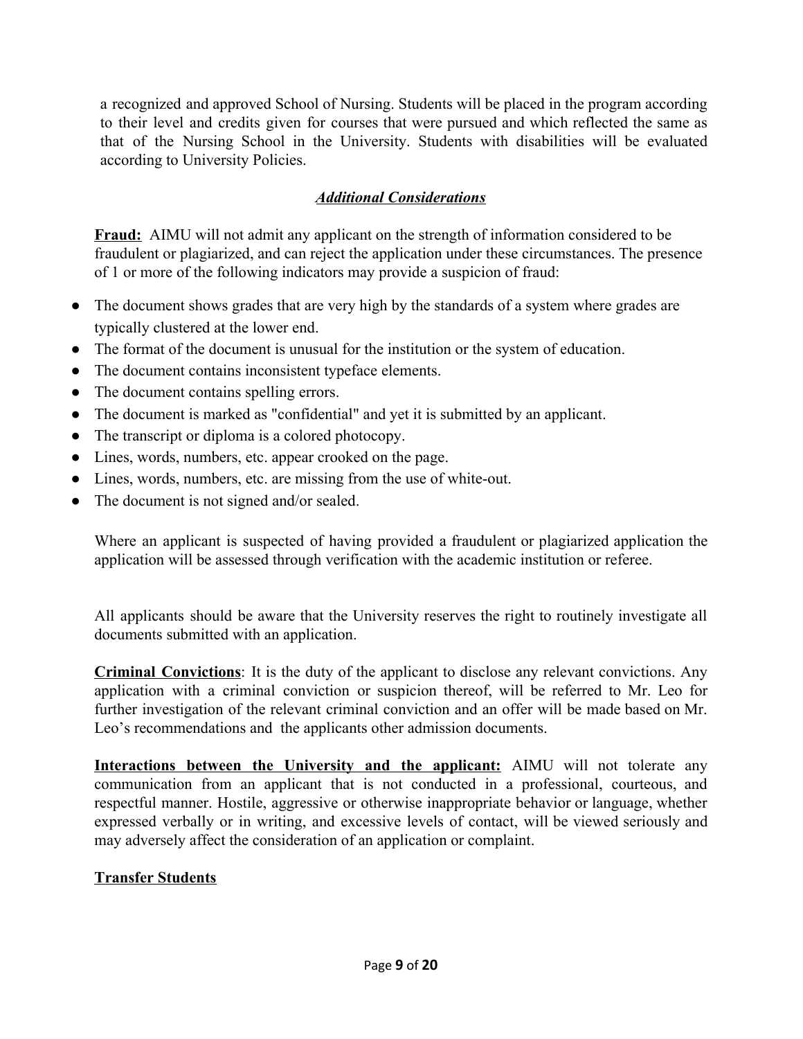a recognized and approved School of Nursing. Students will be placed in the program according to their level and credits given for courses that were pursued and which reflected the same as that of the Nursing School in the University. Students with disabilities will be evaluated according to University Policies.

### ***Additional Considerations***

**Fraud:** AIMU will not admit any applicant on the strength of information considered to be fraudulent or plagiarized, and can reject the application under these circumstances. The presence of 1 or more of the following indicators may provide a suspicion of fraud:

- The document shows grades that are very high by the standards of a system where grades are typically clustered at the lower end.
- The format of the document is unusual for the institution or the system of education.
- The document contains inconsistent typeface elements.
- The document contains spelling errors.
- The document is marked as "confidential" and yet it is submitted by an applicant.
- The transcript or diploma is a colored photocopy.
- Lines, words, numbers, etc. appear crooked on the page.
- Lines, words, numbers, etc. are missing from the use of white-out.
- The document is not signed and/or sealed.

Where an applicant is suspected of having provided a fraudulent or plagiarized application the application will be assessed through verification with the academic institution or referee.

All applicants should be aware that the University reserves the right to routinely investigate all documents submitted with an application.

**Criminal Convictions**: It is the duty of the applicant to disclose any relevant convictions. Any application with a criminal conviction or suspicion thereof, will be referred to Mr. Leo for further investigation of the relevant criminal conviction and an offer will be made based on Mr. Leo's recommendations and the applicants other admission documents.

**Interactions between the University and the applicant:** AIMU will not tolerate any communication from an applicant that is not conducted in a professional, courteous, and respectful manner. Hostile, aggressive or otherwise inappropriate behavior or language, whether expressed verbally or in writing, and excessive levels of contact, will be viewed seriously and may adversely affect the consideration of an application or complaint.

**Transfer Students**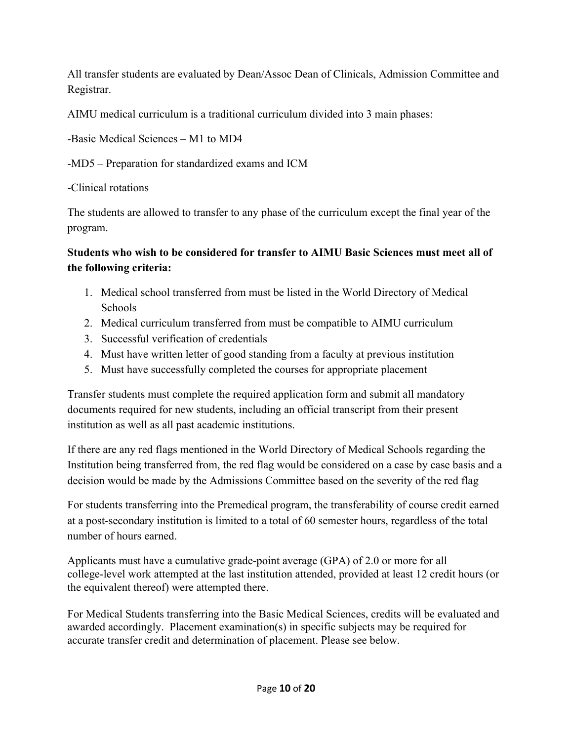All transfer students are evaluated by Dean/Assoc Dean of Clinicals, Admission Committee and Registrar.

AIMU medical curriculum is a traditional curriculum divided into 3 main phases:

-Basic Medical Sciences – M1 to MD4

-MD5 – Preparation for standardized exams and ICM

-Clinical rotations

The students are allowed to transfer to any phase of the curriculum except the final year of the program.

**Students who wish to be considered for transfer to AIMU Basic Sciences must meet all of the following criteria:**

1. Medical school transferred from must be listed in the World Directory of Medical Schools
2. Medical curriculum transferred from must be compatible to AIMU curriculum
3. Successful verification of credentials
4. Must have written letter of good standing from a faculty at previous institution
5. Must have successfully completed the courses for appropriate placement

Transfer students must complete the required application form and submit all mandatory documents required for new students, including an official transcript from their present institution as well as all past academic institutions.

If there are any red flags mentioned in the World Directory of Medical Schools regarding the Institution being transferred from, the red flag would be considered on a case by case basis and a decision would be made by the Admissions Committee based on the severity of the red flag

For students transferring into the Premedical program, the transferability of course credit earned at a post-secondary institution is limited to a total of 60 semester hours, regardless of the total number of hours earned.

Applicants must have a cumulative grade-point average (GPA) of 2.0 or more for all college-level work attempted at the last institution attended, provided at least 12 credit hours (or the equivalent thereof) were attempted there.

For Medical Students transferring into the Basic Medical Sciences, credits will be evaluated and awarded accordingly. Placement examination(s) in specific subjects may be required for accurate transfer credit and determination of placement. Please see below.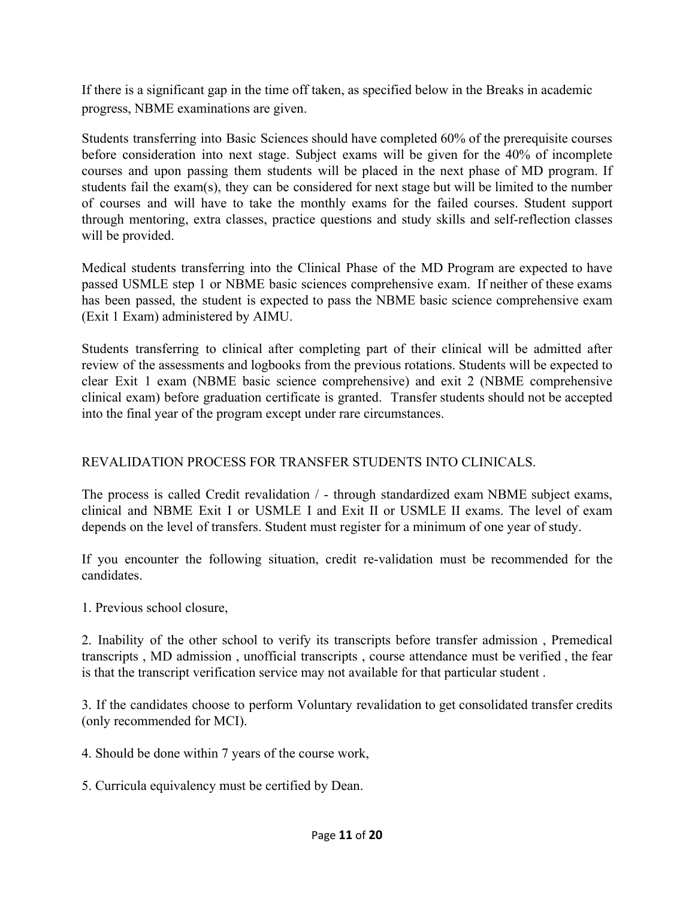If there is a significant gap in the time off taken, as specified below in the Breaks in academic progress, NBME examinations are given.

Students transferring into Basic Sciences should have completed 60% of the prerequisite courses before consideration into next stage. Subject exams will be given for the 40% of incomplete courses and upon passing them students will be placed in the next phase of MD program. If students fail the exam(s), they can be considered for next stage but will be limited to the number of courses and will have to take the monthly exams for the failed courses. Student support through mentoring, extra classes, practice questions and study skills and self-reflection classes will be provided.

Medical students transferring into the Clinical Phase of the MD Program are expected to have passed USMLE step 1 or NBME basic sciences comprehensive exam. If neither of these exams has been passed, the student is expected to pass the NBME basic science comprehensive exam (Exit 1 Exam) administered by AIMU.

Students transferring to clinical after completing part of their clinical will be admitted after review of the assessments and logbooks from the previous rotations. Students will be expected to clear Exit 1 exam (NBME basic science comprehensive) and exit 2 (NBME comprehensive clinical exam) before graduation certificate is granted. Transfer students should not be accepted into the final year of the program except under rare circumstances.

## REVALIDATION PROCESS FOR TRANSFER STUDENTS INTO CLINICALS.

The process is called Credit revalidation / - through standardized exam NBME subject exams, clinical and NBME Exit I or USMLE I and Exit II or USMLE II exams. The level of exam depends on the level of transfers. Student must register for a minimum of one year of study.

If you encounter the following situation, credit re-validation must be recommended for the candidates.

1. Previous school closure,

2. Inability of the other school to verify its transcripts before transfer admission , Premedical transcripts , MD admission , unofficial transcripts , course attendance must be verified , the fear is that the transcript verification service may not available for that particular student .

3. If the candidates choose to perform Voluntary revalidation to get consolidated transfer credits (only recommended for MCI).

4. Should be done within 7 years of the course work,

5. Curricula equivalency must be certified by Dean.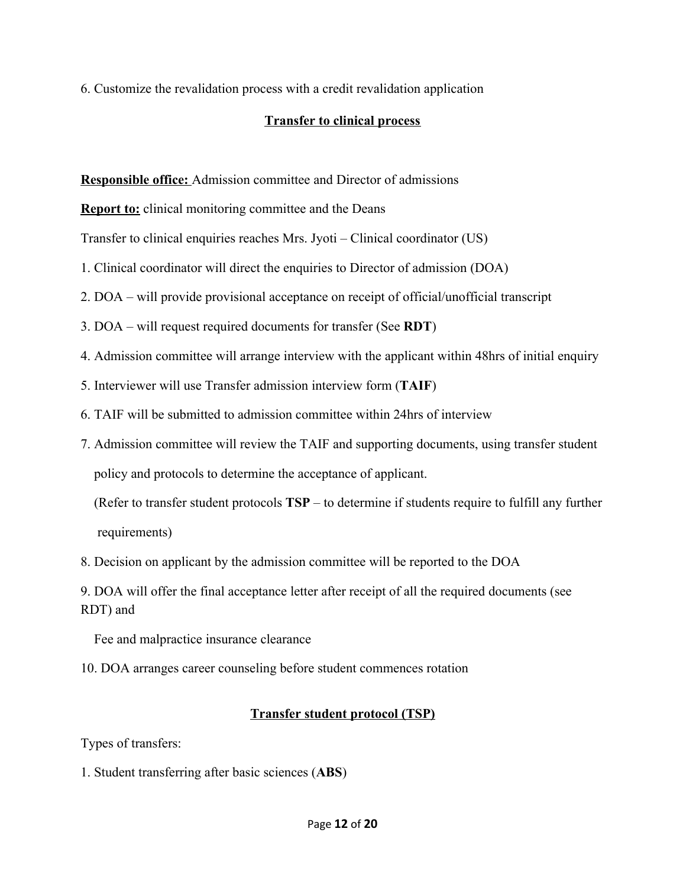6. Customize the revalidation process with a credit revalidation application

## Transfer to clinical process

**Responsible office:** Admission committee and Director of admissions

**Report to:** clinical monitoring committee and the Deans

Transfer to clinical enquiries reaches Mrs. Jyoti – Clinical coordinator (US)

1. Clinical coordinator will direct the enquiries to Director of admission (DOA)
2. DOA – will provide provisional acceptance on receipt of official/unofficial transcript
3. DOA – will request required documents for transfer (See **RDT**)
4. Admission committee will arrange interview with the applicant within 48hrs of initial enquiry
5. Interviewer will use Transfer admission interview form (**TAIF**)
6. TAIF will be submitted to admission committee within 24hrs of interview
7. Admission committee will review the TAIF and supporting documents, using transfer student policy and protocols to determine the acceptance of applicant.

   (Refer to transfer student protocols **TSP** – to determine if students require to fulfill any further requirements)
8. Decision on applicant by the admission committee will be reported to the DOA
9. DOA will offer the final acceptance letter after receipt of all the required documents (see RDT) and

   Fee and malpractice insurance clearance
10. DOA arranges career counseling before student commences rotation

## Transfer student protocol (TSP)

Types of transfers:

1. Student transferring after basic sciences (**ABS**)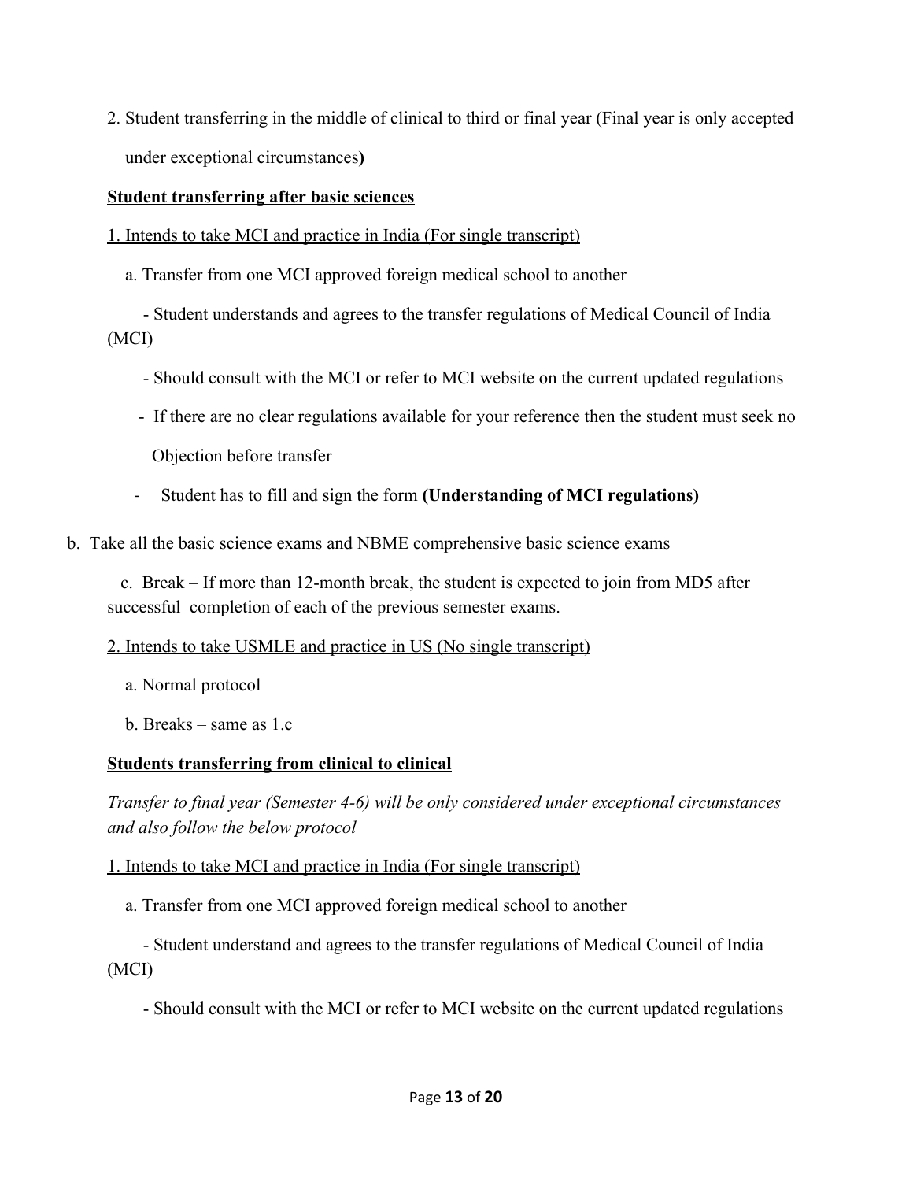2. Student transferring in the middle of clinical to third or final year (Final year is only accepted under exceptional circumstances**)**

**<u>Student transferring after basic sciences</u>**

<u>1. Intends to take MCI and practice in India (For single transcript)</u>

a. Transfer from one MCI approved foreign medical school to another

- Student understands and agrees to the transfer regulations of Medical Council of India (MCI)
- Should consult with the MCI or refer to MCI website on the current updated regulations
- If there are no clear regulations available for your reference then the student must seek no Objection before transfer
- Student has to fill and sign the form **(Understanding of MCI regulations)**

b. Take all the basic science exams and NBME comprehensive basic science exams

c. Break – If more than 12-month break, the student is expected to join from MD5 after successful completion of each of the previous semester exams.

<u>2. Intends to take USMLE and practice in US (No single transcript)</u>

a. Normal protocol

b. Breaks – same as 1.c

**<u>Students transferring from clinical to clinical</u>**

*Transfer to final year (Semester 4-6) will be only considered under exceptional circumstances and also follow the below protocol*

<u>1. Intends to take MCI and practice in India (For single transcript)</u>

a. Transfer from one MCI approved foreign medical school to another

- Student understand and agrees to the transfer regulations of Medical Council of India (MCI)
- Should consult with the MCI or refer to MCI website on the current updated regulations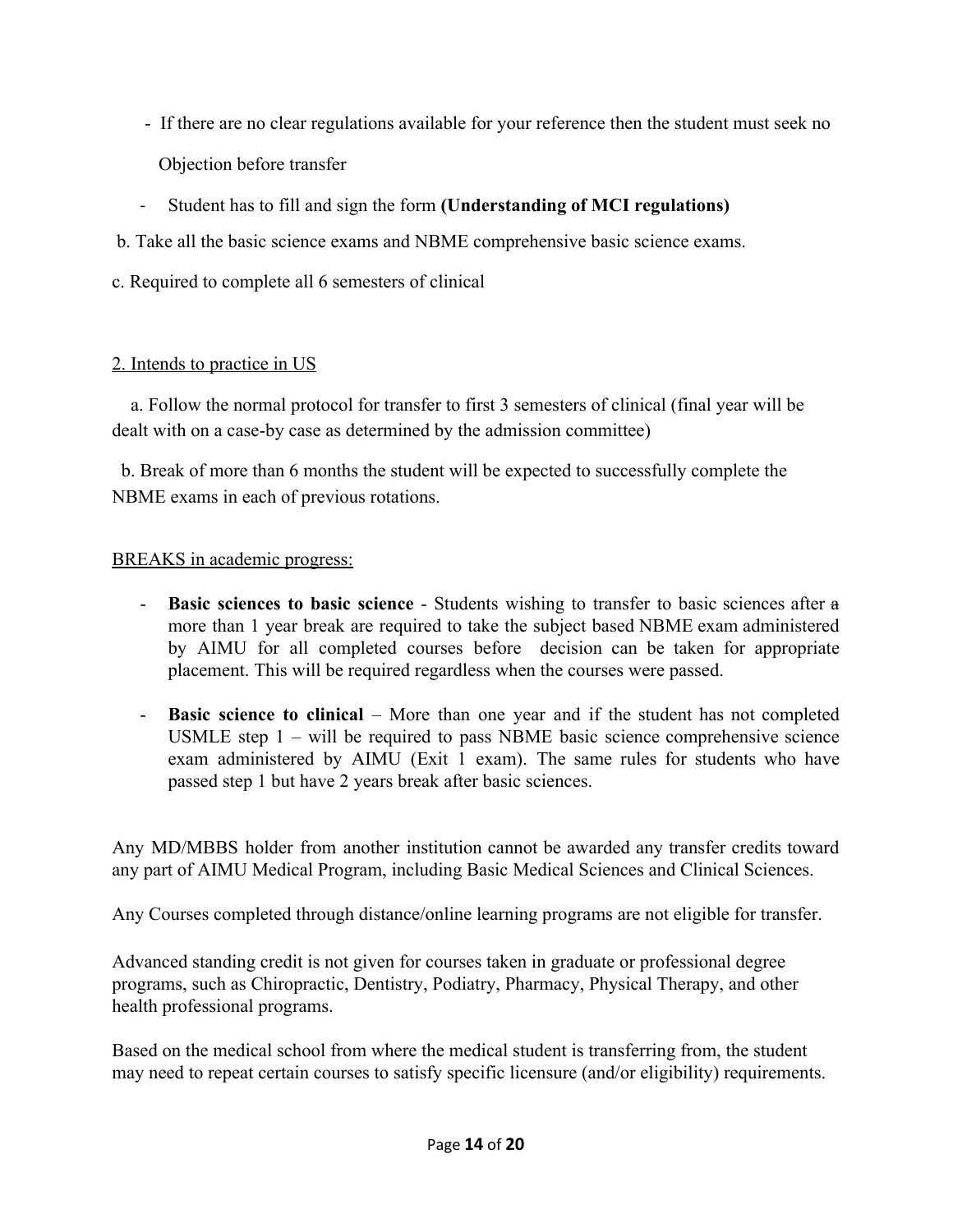- If there are no clear regulations available for your reference then the student must seek no Objection before transfer
- Student has to fill and sign the form **(Understanding of MCI regulations)**

b. Take all the basic science exams and NBME comprehensive basic science exams.

c. Required to complete all 6 semesters of clinical

<u>2. Intends to practice in US</u>

a. Follow the normal protocol for transfer to first 3 semesters of clinical (final year will be dealt with on a case-by case as determined by the admission committee)

b. Break of more than 6 months the student will be expected to successfully complete the NBME exams in each of previous rotations.

<u>BREAKS in academic progress:</u>

- **Basic sciences to basic science** - Students wishing to transfer to basic sciences after ~~a~~ more than 1 year break are required to take the subject based NBME exam administered by AIMU for all completed courses before decision can be taken for appropriate placement. This will be required regardless when the courses were passed.
- **Basic science to clinical** – More than one year and if the student has not completed USMLE step 1 – will be required to pass NBME basic science comprehensive science exam administered by AIMU (Exit 1 exam). The same rules for students who have passed step 1 but have 2 years break after basic sciences.

Any MD/MBBS holder from another institution cannot be awarded any transfer credits toward any part of AIMU Medical Program, including Basic Medical Sciences and Clinical Sciences.

Any Courses completed through distance/online learning programs are not eligible for transfer.

Advanced standing credit is not given for courses taken in graduate or professional degree programs, such as Chiropractic, Dentistry, Podiatry, Pharmacy, Physical Therapy, and other health professional programs.

Based on the medical school from where the medical student is transferring from, the student may need to repeat certain courses to satisfy specific licensure (and/or eligibility) requirements.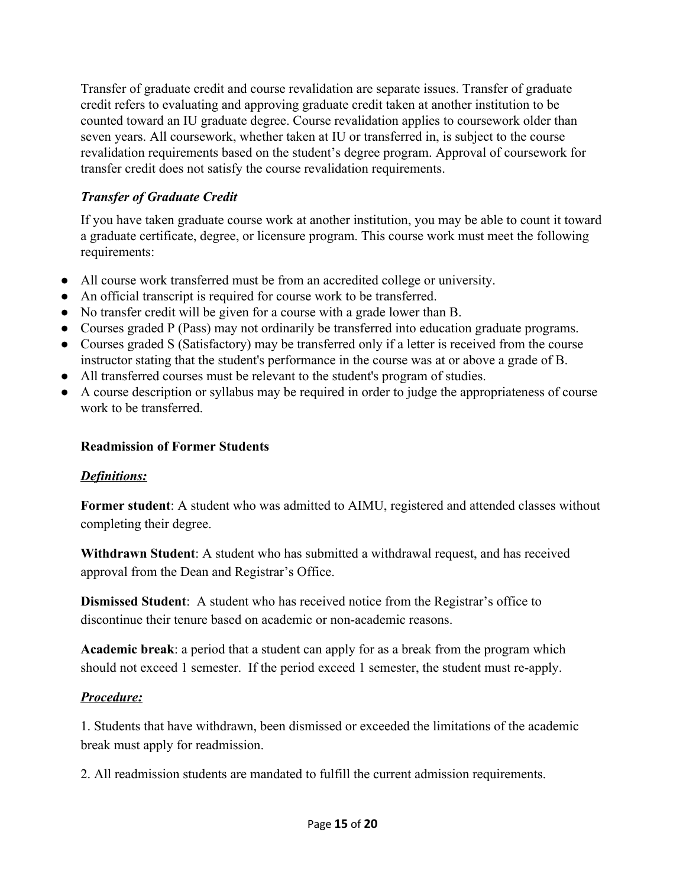Transfer of graduate credit and course revalidation are separate issues. Transfer of graduate credit refers to evaluating and approving graduate credit taken at another institution to be counted toward an IU graduate degree. Course revalidation applies to coursework older than seven years. All coursework, whether taken at IU or transferred in, is subject to the course revalidation requirements based on the student's degree program. Approval of coursework for transfer credit does not satisfy the course revalidation requirements.

### *Transfer of Graduate Credit*

If you have taken graduate course work at another institution, you may be able to count it toward a graduate certificate, degree, or licensure program. This course work must meet the following requirements:

- All course work transferred must be from an accredited college or university.
- An official transcript is required for course work to be transferred.
- No transfer credit will be given for a course with a grade lower than B.
- Courses graded P (Pass) may not ordinarily be transferred into education graduate programs.
- Courses graded S (Satisfactory) may be transferred only if a letter is received from the course instructor stating that the student's performance in the course was at or above a grade of B.
- All transferred courses must be relevant to the student's program of studies.
- A course description or syllabus may be required in order to judge the appropriateness of course work to be transferred.

## Readmission of Former Students

### ***Definitions:***

**Former student**: A student who was admitted to AIMU, registered and attended classes without completing their degree.

**Withdrawn Student**: A student who has submitted a withdrawal request, and has received approval from the Dean and Registrar's Office.

**Dismissed Student**: A student who has received notice from the Registrar's office to discontinue their tenure based on academic or non-academic reasons.

**Academic break**: a period that a student can apply for as a break from the program which should not exceed 1 semester. If the period exceed 1 semester, the student must re-apply.

### ***Procedure:***

1. Students that have withdrawn, been dismissed or exceeded the limitations of the academic break must apply for readmission.

2. All readmission students are mandated to fulfill the current admission requirements.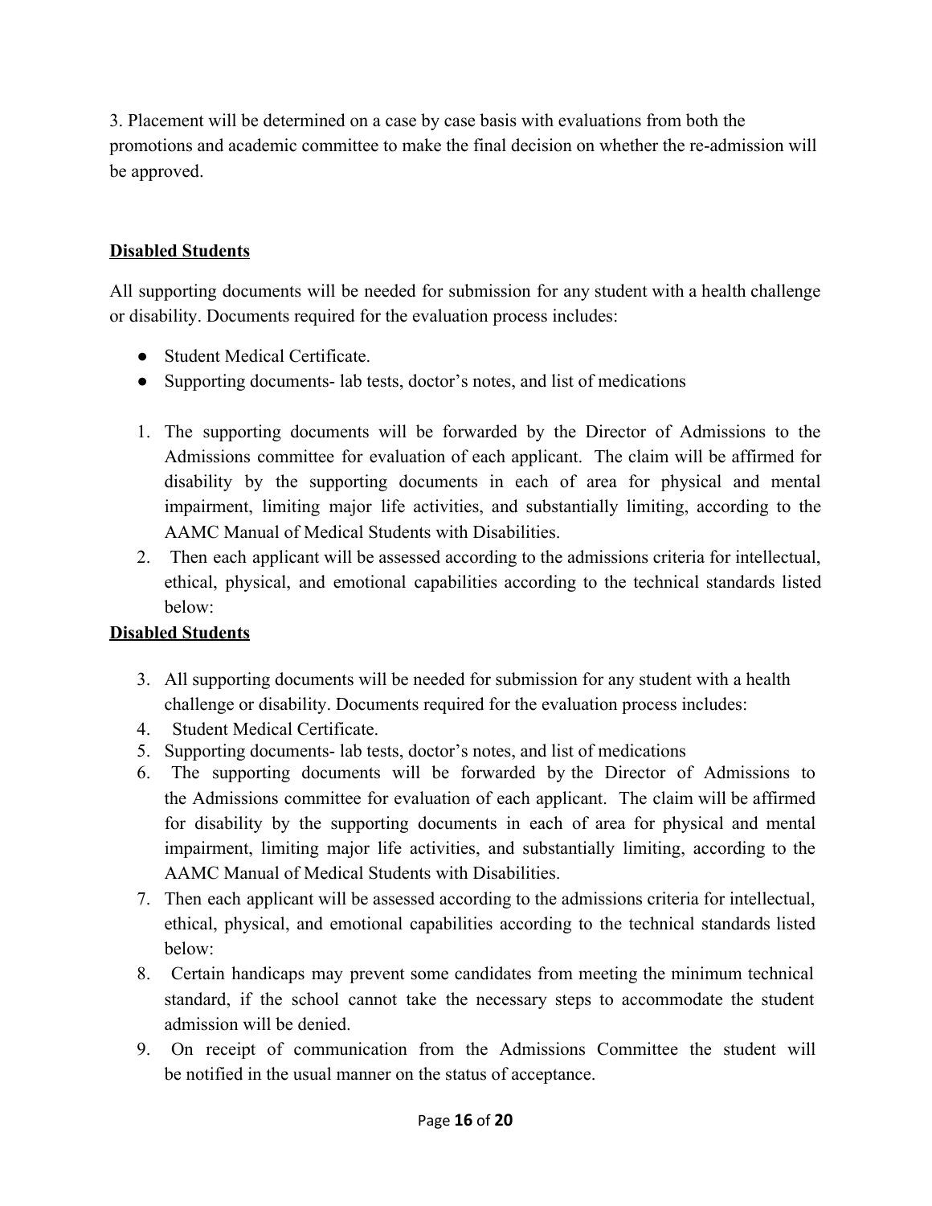3. Placement will be determined on a case by case basis with evaluations from both the promotions and academic committee to make the final decision on whether the re-admission will be approved.

**Disabled Students**

All supporting documents will be needed for submission for any student with a health challenge or disability. Documents required for the evaluation process includes:

- Student Medical Certificate.
- Supporting documents- lab tests, doctor's notes, and list of medications

1. The supporting documents will be forwarded by the Director of Admissions to the Admissions committee for evaluation of each applicant. The claim will be affirmed for disability by the supporting documents in each of area for physical and mental impairment, limiting major life activities, and substantially limiting, according to the AAMC Manual of Medical Students with Disabilities.
2. Then each applicant will be assessed according to the admissions criteria for intellectual, ethical, physical, and emotional capabilities according to the technical standards listed below:

**Disabled Students**

3. All supporting documents will be needed for submission for any student with a health challenge or disability. Documents required for the evaluation process includes:
4. Student Medical Certificate.
5. Supporting documents- lab tests, doctor's notes, and list of medications
6. The supporting documents will be forwarded by the Director of Admissions to the Admissions committee for evaluation of each applicant. The claim will be affirmed for disability by the supporting documents in each of area for physical and mental impairment, limiting major life activities, and substantially limiting, according to the AAMC Manual of Medical Students with Disabilities.
7. Then each applicant will be assessed according to the admissions criteria for intellectual, ethical, physical, and emotional capabilities according to the technical standards listed below:
8. Certain handicaps may prevent some candidates from meeting the minimum technical standard, if the school cannot take the necessary steps to accommodate the student admission will be denied.
9. On receipt of communication from the Admissions Committee the student will be notified in the usual manner on the status of acceptance.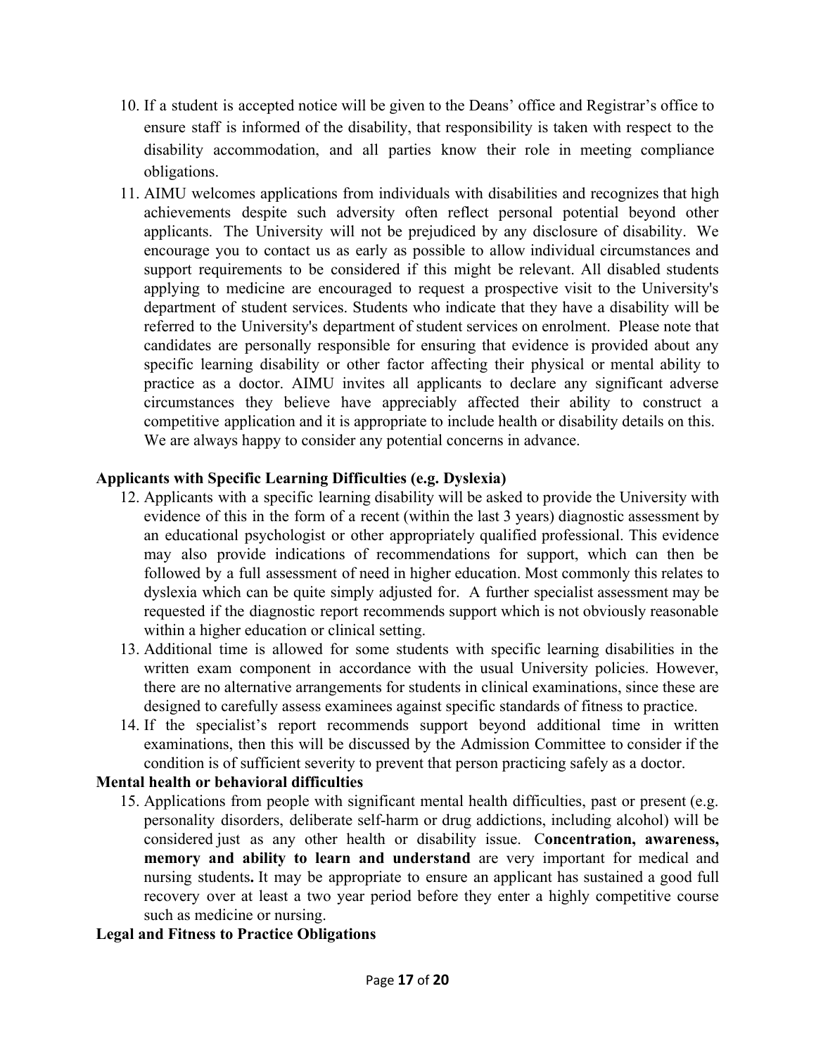10. If a student is accepted notice will be given to the Deans' office and Registrar's office to ensure staff is informed of the disability, that responsibility is taken with respect to the disability accommodation, and all parties know their role in meeting compliance obligations.
11. AIMU welcomes applications from individuals with disabilities and recognizes that high achievements despite such adversity often reflect personal potential beyond other applicants. The University will not be prejudiced by any disclosure of disability. We encourage you to contact us as early as possible to allow individual circumstances and support requirements to be considered if this might be relevant. All disabled students applying to medicine are encouraged to request a prospective visit to the University's department of student services. Students who indicate that they have a disability will be referred to the University's department of student services on enrolment. Please note that candidates are personally responsible for ensuring that evidence is provided about any specific learning disability or other factor affecting their physical or mental ability to practice as a doctor. AIMU invites all applicants to declare any significant adverse circumstances they believe have appreciably affected their ability to construct a competitive application and it is appropriate to include health or disability details on this. We are always happy to consider any potential concerns in advance.

**Applicants with Specific Learning Difficulties (e.g. Dyslexia)**

12. Applicants with a specific learning disability will be asked to provide the University with evidence of this in the form of a recent (within the last 3 years) diagnostic assessment by an educational psychologist or other appropriately qualified professional. This evidence may also provide indications of recommendations for support, which can then be followed by a full assessment of need in higher education. Most commonly this relates to dyslexia which can be quite simply adjusted for. A further specialist assessment may be requested if the diagnostic report recommends support which is not obviously reasonable within a higher education or clinical setting.
13. Additional time is allowed for some students with specific learning disabilities in the written exam component in accordance with the usual University policies. However, there are no alternative arrangements for students in clinical examinations, since these are designed to carefully assess examinees against specific standards of fitness to practice.
14. If the specialist's report recommends support beyond additional time in written examinations, then this will be discussed by the Admission Committee to consider if the condition is of sufficient severity to prevent that person practicing safely as a doctor.

**Mental health or behavioral difficulties**

15. Applications from people with significant mental health difficulties, past or present (e.g. personality disorders, deliberate self-harm or drug addictions, including alcohol) will be considered just as any other health or disability issue. C**oncentration, awareness, memory and ability to learn and understand** are very important for medical and nursing students**.** It may be appropriate to ensure an applicant has sustained a good full recovery over at least a two year period before they enter a highly competitive course such as medicine or nursing.

**Legal and Fitness to Practice Obligations**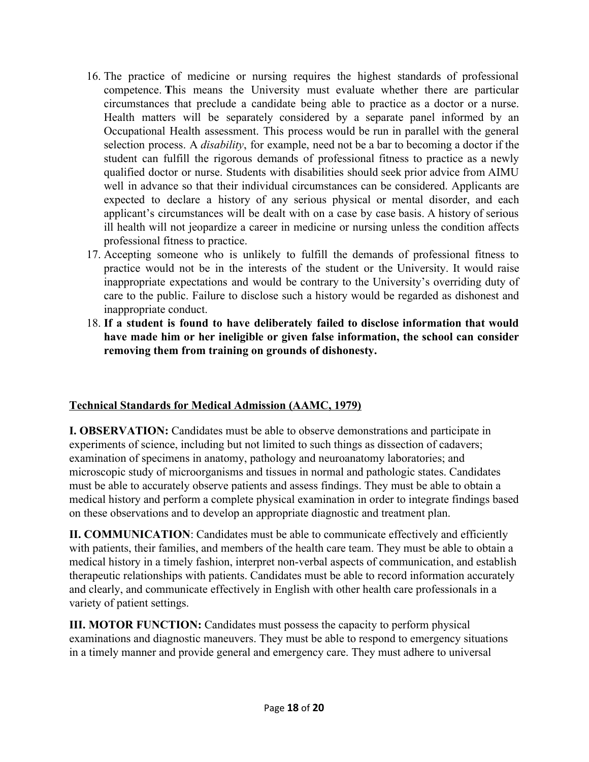16. The practice of medicine or nursing requires the highest standards of professional competence. **T**his means the University must evaluate whether there are particular circumstances that preclude a candidate being able to practice as a doctor or a nurse. Health matters will be separately considered by a separate panel informed by an Occupational Health assessment. This process would be run in parallel with the general selection process. A *disability*, for example, need not be a bar to becoming a doctor if the student can fulfill the rigorous demands of professional fitness to practice as a newly qualified doctor or nurse. Students with disabilities should seek prior advice from AIMU well in advance so that their individual circumstances can be considered. Applicants are expected to declare a history of any serious physical or mental disorder, and each applicant's circumstances will be dealt with on a case by case basis. A history of serious ill health will not jeopardize a career in medicine or nursing unless the condition affects professional fitness to practice.
17. Accepting someone who is unlikely to fulfill the demands of professional fitness to practice would not be in the interests of the student or the University. It would raise inappropriate expectations and would be contrary to the University's overriding duty of care to the public. Failure to disclose such a history would be regarded as dishonest and inappropriate conduct.
18. **If a student is found to have deliberately failed to disclose information that would have made him or her ineligible or given false information, the school can consider removing them from training on grounds of dishonesty.**

**Technical Standards for Medical Admission (AAMC, 1979)**

**I. OBSERVATION:** Candidates must be able to observe demonstrations and participate in experiments of science, including but not limited to such things as dissection of cadavers; examination of specimens in anatomy, pathology and neuroanatomy laboratories; and microscopic study of microorganisms and tissues in normal and pathologic states. Candidates must be able to accurately observe patients and assess findings. They must be able to obtain a medical history and perform a complete physical examination in order to integrate findings based on these observations and to develop an appropriate diagnostic and treatment plan.

**II. COMMUNICATION**: Candidates must be able to communicate effectively and efficiently with patients, their families, and members of the health care team. They must be able to obtain a medical history in a timely fashion, interpret non-verbal aspects of communication, and establish therapeutic relationships with patients. Candidates must be able to record information accurately and clearly, and communicate effectively in English with other health care professionals in a variety of patient settings.

**III. MOTOR FUNCTION:** Candidates must possess the capacity to perform physical examinations and diagnostic maneuvers. They must be able to respond to emergency situations in a timely manner and provide general and emergency care. They must adhere to universal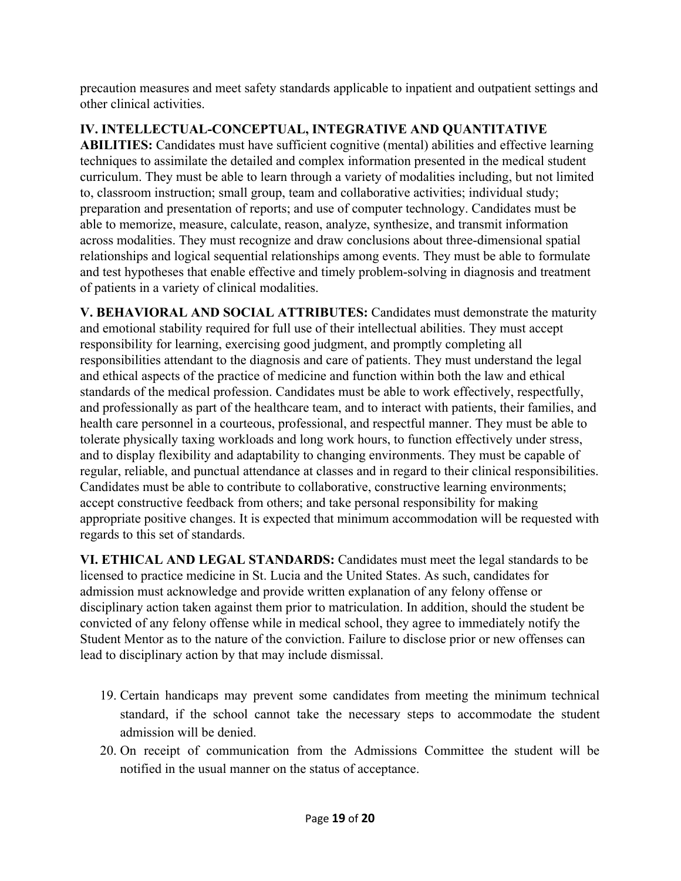precaution measures and meet safety standards applicable to inpatient and outpatient settings and other clinical activities.

**IV. INTELLECTUAL-CONCEPTUAL, INTEGRATIVE AND QUANTITATIVE ABILITIES:** Candidates must have sufficient cognitive (mental) abilities and effective learning techniques to assimilate the detailed and complex information presented in the medical student curriculum. They must be able to learn through a variety of modalities including, but not limited to, classroom instruction; small group, team and collaborative activities; individual study; preparation and presentation of reports; and use of computer technology. Candidates must be able to memorize, measure, calculate, reason, analyze, synthesize, and transmit information across modalities. They must recognize and draw conclusions about three-dimensional spatial relationships and logical sequential relationships among events. They must be able to formulate and test hypotheses that enable effective and timely problem-solving in diagnosis and treatment of patients in a variety of clinical modalities.

**V. BEHAVIORAL AND SOCIAL ATTRIBUTES:** Candidates must demonstrate the maturity and emotional stability required for full use of their intellectual abilities. They must accept responsibility for learning, exercising good judgment, and promptly completing all responsibilities attendant to the diagnosis and care of patients. They must understand the legal and ethical aspects of the practice of medicine and function within both the law and ethical standards of the medical profession. Candidates must be able to work effectively, respectfully, and professionally as part of the healthcare team, and to interact with patients, their families, and health care personnel in a courteous, professional, and respectful manner. They must be able to tolerate physically taxing workloads and long work hours, to function effectively under stress, and to display flexibility and adaptability to changing environments. They must be capable of regular, reliable, and punctual attendance at classes and in regard to their clinical responsibilities. Candidates must be able to contribute to collaborative, constructive learning environments; accept constructive feedback from others; and take personal responsibility for making appropriate positive changes. It is expected that minimum accommodation will be requested with regards to this set of standards.

**VI. ETHICAL AND LEGAL STANDARDS:** Candidates must meet the legal standards to be licensed to practice medicine in St. Lucia and the United States. As such, candidates for admission must acknowledge and provide written explanation of any felony offense or disciplinary action taken against them prior to matriculation. In addition, should the student be convicted of any felony offense while in medical school, they agree to immediately notify the Student Mentor as to the nature of the conviction. Failure to disclose prior or new offenses can lead to disciplinary action by that may include dismissal.

19. Certain handicaps may prevent some candidates from meeting the minimum technical standard, if the school cannot take the necessary steps to accommodate the student admission will be denied.
20. On receipt of communication from the Admissions Committee the student will be notified in the usual manner on the status of acceptance.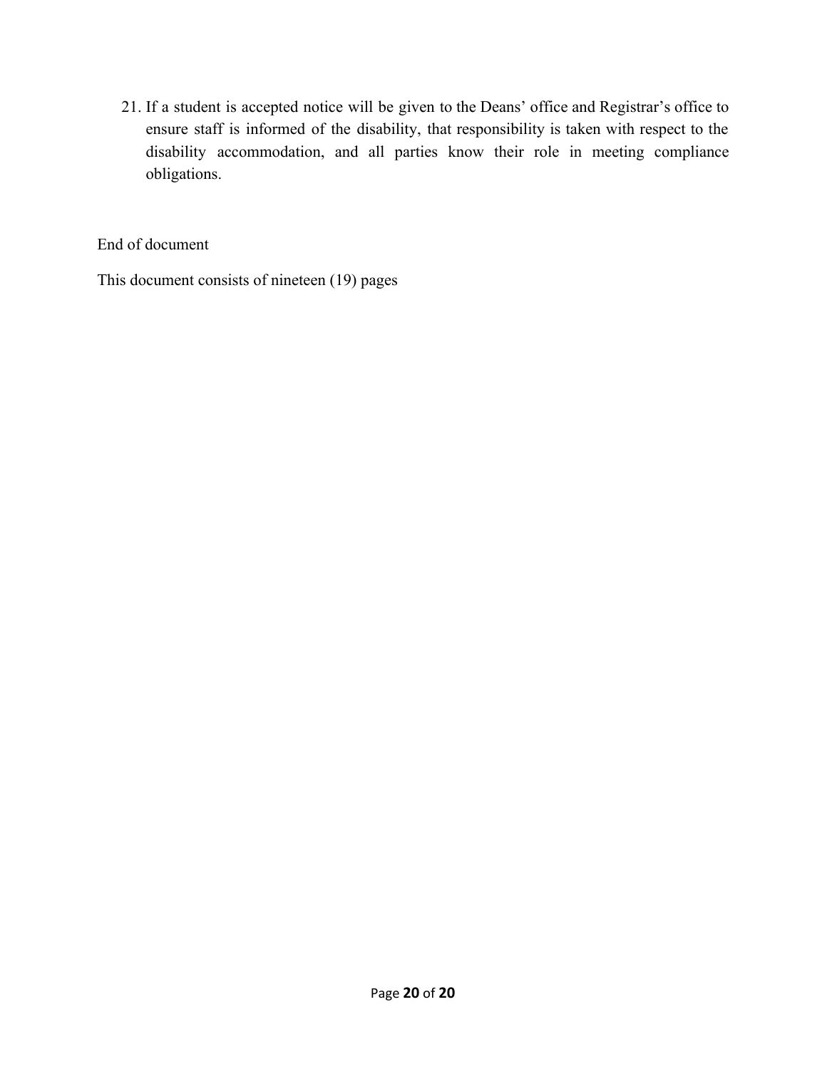21. If a student is accepted notice will be given to the Deans' office and Registrar's office to ensure staff is informed of the disability, that responsibility is taken with respect to the disability accommodation, and all parties know their role in meeting compliance obligations.

End of document

This document consists of nineteen (19) pages